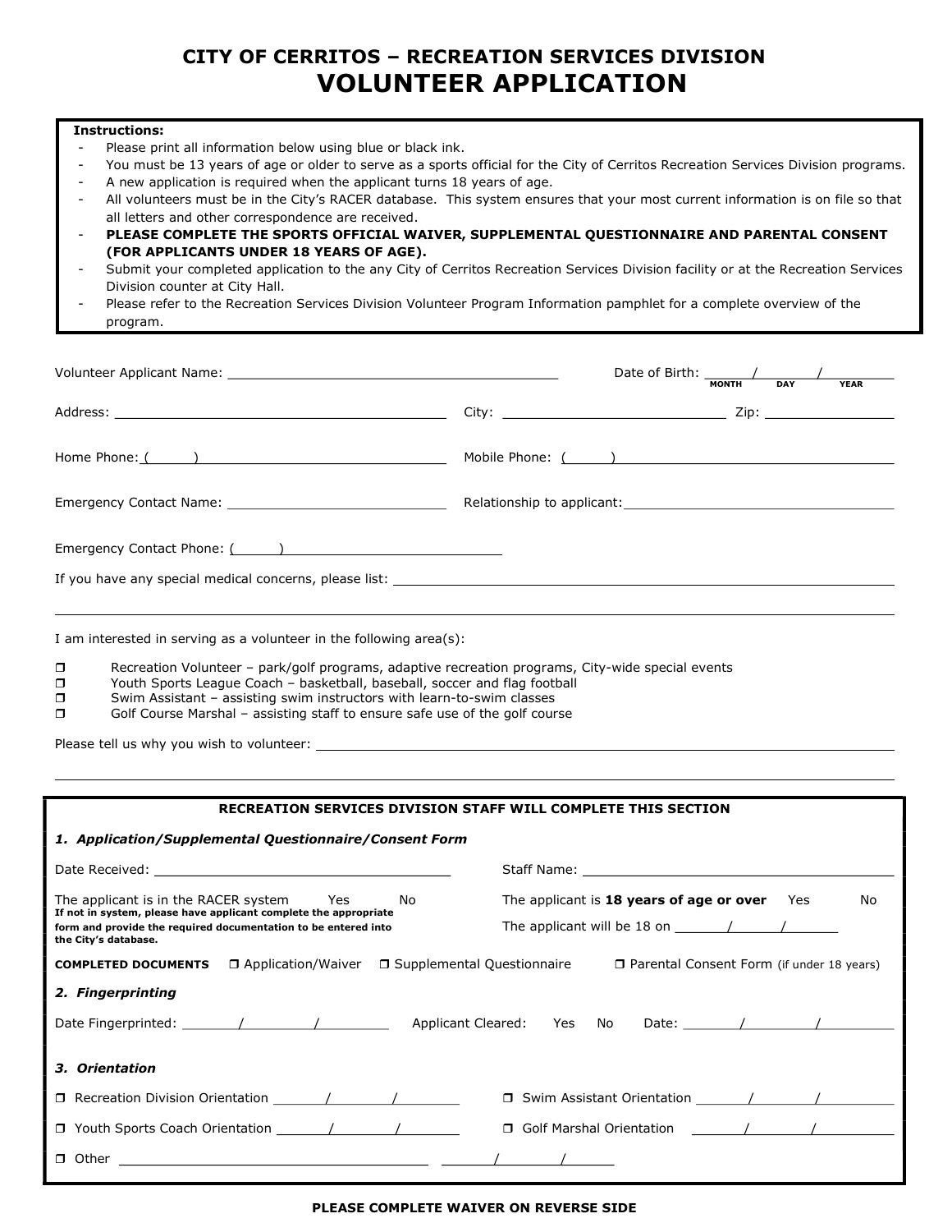# CITY OF CERRITOS – RECREATION SERVICES DIVISION
# VOLUNTEER APPLICATION

**Instructions:**

- Please print all information below using blue or black ink.
- You must be 13 years of age or older to serve as a sports official for the City of Cerritos Recreation Services Division programs.
- A new application is required when the applicant turns 18 years of age.
- All volunteers must be in the City's RACER database. This system ensures that your most current information is on file so that all letters and other correspondence are received.
- **PLEASE COMPLETE THE SPORTS OFFICIAL WAIVER, SUPPLEMENTAL QUESTIONNAIRE AND PARENTAL CONSENT (FOR APPLICANTS UNDER 18 YEARS OF AGE).**
- Submit your completed application to the any City of Cerritos Recreation Services Division facility or at the Recreation Services Division counter at City Hall.
- Please refer to the Recreation Services Division Volunteer Program Information pamphlet for a complete overview of the program.

Volunteer Applicant Name: ______________________ Date of Birth: ____/____/____ (MONTH / DAY / YEAR)

Address: ______________________ City: ______________________ Zip: __________

Home Phone: (     ) ______________________ Mobile Phone: (     ) ______________________

Emergency Contact Name: ______________________ Relationship to applicant: ______________________

Emergency Contact Phone: (     ) ______________________

If you have any special medical concerns, please list: ______________________

I am interested in serving as a volunteer in the following area(s):

- ❒ Recreation Volunteer – park/golf programs, adaptive recreation programs, City-wide special events
- ❒ Youth Sports League Coach – basketball, baseball, soccer and flag football
- ❒ Swim Assistant – assisting swim instructors with learn-to-swim classes
- ❒ Golf Course Marshal – assisting staff to ensure safe use of the golf course

Please tell us why you wish to volunteer: ______________________

**RECREATION SERVICES DIVISION STAFF WILL COMPLETE THIS SECTION**

***1. Application/Supplemental Questionnaire/Consent Form***

Date Received: ______________________ Staff Name: ______________________

The applicant is in the RACER system Yes No
**If not in system, please have applicant complete the appropriate form and provide the required documentation to be entered into the City's database.**

The applicant is **18 years of age or over** Yes No

The applicant will be 18 on ____/____/____

**COMPLETED DOCUMENTS** ❒ Application/Waiver ❒ Supplemental Questionnaire ❒ Parental Consent Form (if under 18 years)

***2. Fingerprinting***

Date Fingerprinted: ____/____/____ Applicant Cleared: Yes No Date: ____/____/____

***3. Orientation***

❒ Recreation Division Orientation ____/____/____ ❒ Swim Assistant Orientation ____/____/____

❒ Youth Sports Coach Orientation ____/____/____ ❒ Golf Marshal Orientation ____/____/____

❒ Other ______________________ ____/____/____

**PLEASE COMPLETE WAIVER ON REVERSE SIDE**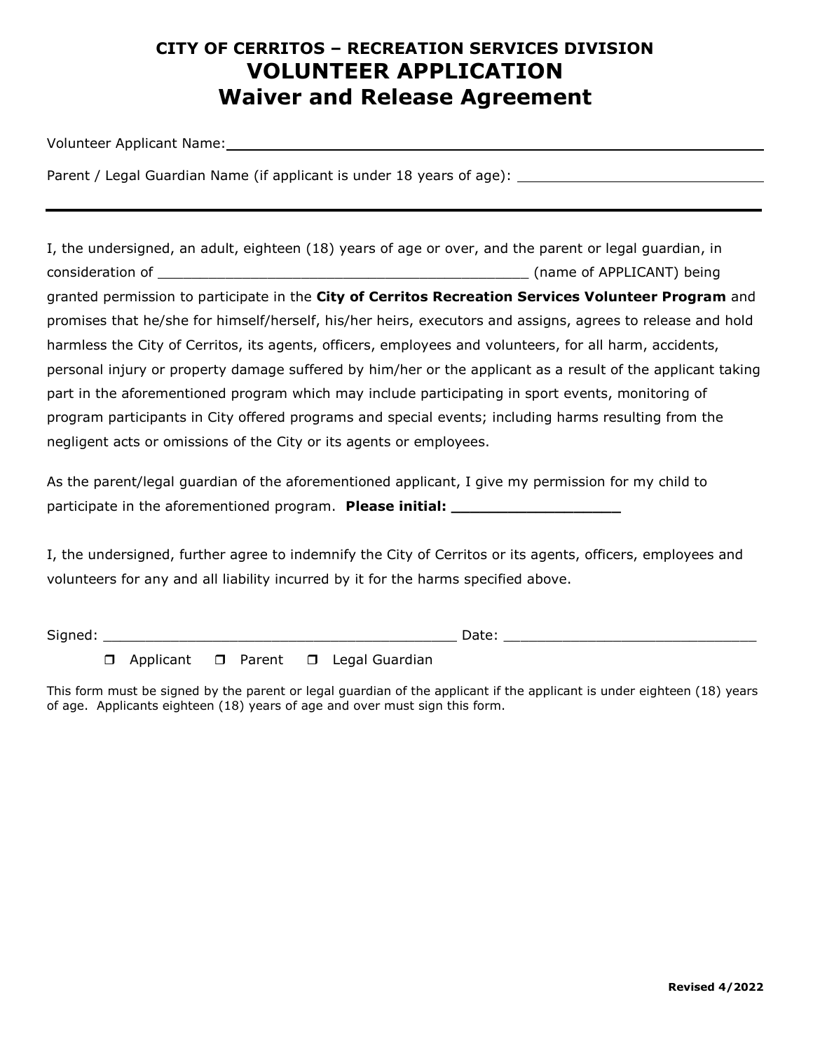# CITY OF CERRITOS – RECREATION SERVICES DIVISION
# VOLUNTEER APPLICATION
# Waiver and Release Agreement

Volunteer Applicant Name: ___________________________________________________________

Parent / Legal Guardian Name (if applicant is under 18 years of age): ______________________________

---

I, the undersigned, an adult, eighteen (18) years of age or over, and the parent or legal guardian, in consideration of _____________________________________________ (name of APPLICANT) being granted permission to participate in the **City of Cerritos Recreation Services Volunteer Program** and promises that he/she for himself/herself, his/her heirs, executors and assigns, agrees to release and hold harmless the City of Cerritos, its agents, officers, employees and volunteers, for all harm, accidents, personal injury or property damage suffered by him/her or the applicant as a result of the applicant taking part in the aforementioned program which may include participating in sport events, monitoring of program participants in City offered programs and special events; including harms resulting from the negligent acts or omissions of the City or its agents or employees.

As the parent/legal guardian of the aforementioned applicant, I give my permission for my child to participate in the aforementioned program. **Please initial: ___________________**

I, the undersigned, further agree to indemnify the City of Cerritos or its agents, officers, employees and volunteers for any and all liability incurred by it for the harms specified above.

Signed: ___________________________________________ Date: ______________________________

❒ Applicant ❒ Parent ❒ Legal Guardian

This form must be signed by the parent or legal guardian of the applicant if the applicant is under eighteen (18) years of age. Applicants eighteen (18) years of age and over must sign this form.

**Revised 4/2022**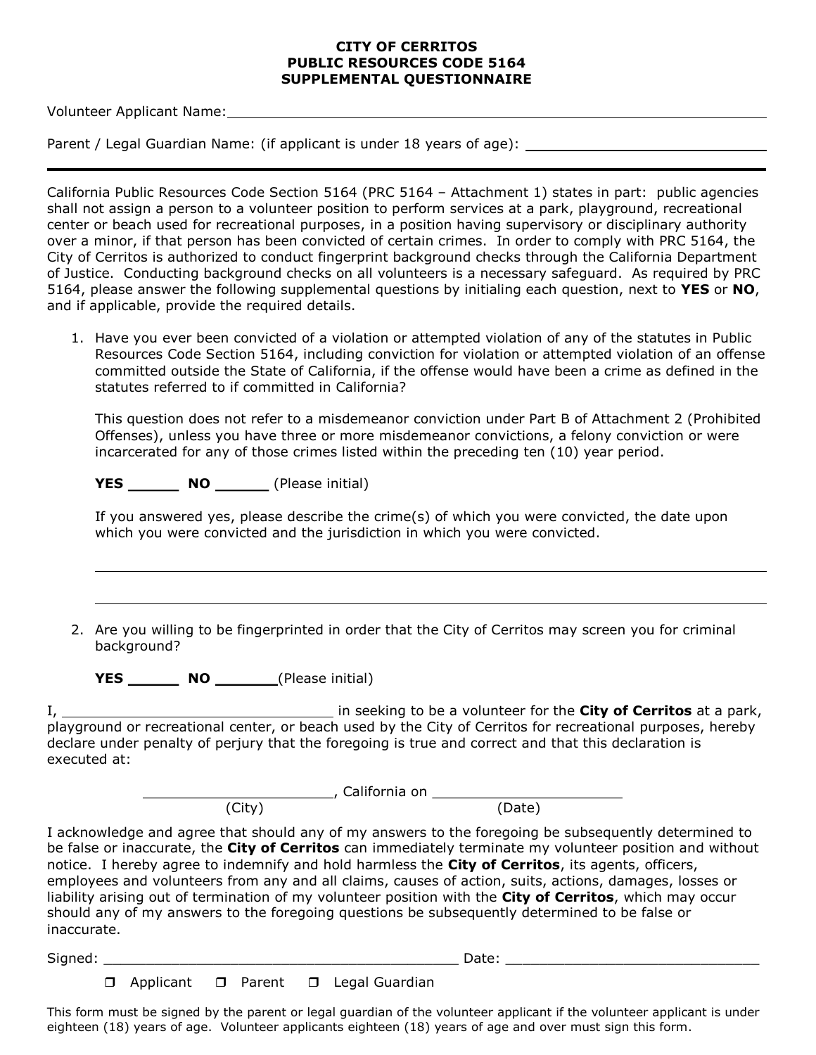**CITY OF CERRITOS**
**PUBLIC RESOURCES CODE 5164**
**SUPPLEMENTAL QUESTIONNAIRE**

Volunteer Applicant Name: ______________________________________________

Parent / Legal Guardian Name: (if applicant is under 18 years of age): ____________________________

---

California Public Resources Code Section 5164 (PRC 5164 – Attachment 1) states in part: public agencies shall not assign a person to a volunteer position to perform services at a park, playground, recreational center or beach used for recreational purposes, in a position having supervisory or disciplinary authority over a minor, if that person has been convicted of certain crimes. In order to comply with PRC 5164, the City of Cerritos is authorized to conduct fingerprint background checks through the California Department of Justice. Conducting background checks on all volunteers is a necessary safeguard. As required by PRC 5164, please answer the following supplemental questions by initialing each question, next to **YES** or **NO**, and if applicable, provide the required details.

1. Have you ever been convicted of a violation or attempted violation of any of the statutes in Public Resources Code Section 5164, including conviction for violation or attempted violation of an offense committed outside the State of California, if the offense would have been a crime as defined in the statutes referred to if committed in California?

   This question does not refer to a misdemeanor conviction under Part B of Attachment 2 (Prohibited Offenses), unless you have three or more misdemeanor convictions, a felony conviction or were incarcerated for any of those crimes listed within the preceding ten (10) year period.

   **YES** ______ **NO** ______ (Please initial)

   If you answered yes, please describe the crime(s) of which you were convicted, the date upon which you were convicted and the jurisdiction in which you were convicted.

   ______________________________________________________________________

   ______________________________________________________________________

2. Are you willing to be fingerprinted in order that the City of Cerritos may screen you for criminal background?

   **YES** ______ **NO** _______(Please initial)

I, ________________________________ in seeking to be a volunteer for the **City of Cerritos** at a park, playground or recreational center, or beach used by the City of Cerritos for recreational purposes, hereby declare under penalty of perjury that the foregoing is true and correct and that this declaration is executed at:

______________________, California on ______________________
(City) (Date)

I acknowledge and agree that should any of my answers to the foregoing be subsequently determined to be false or inaccurate, the **City of Cerritos** can immediately terminate my volunteer position and without notice. I hereby agree to indemnify and hold harmless the **City of Cerritos**, its agents, officers, employees and volunteers from any and all claims, causes of action, suits, actions, damages, losses or liability arising out of termination of my volunteer position with the **City of Cerritos**, which may occur should any of my answers to the foregoing questions be subsequently determined to be false or inaccurate.

Signed: ___________________________________________ Date: ______________________________

❒ Applicant ❒ Parent ❒ Legal Guardian

This form must be signed by the parent or legal guardian of the volunteer applicant if the volunteer applicant is under eighteen (18) years of age. Volunteer applicants eighteen (18) years of age and over must sign this form.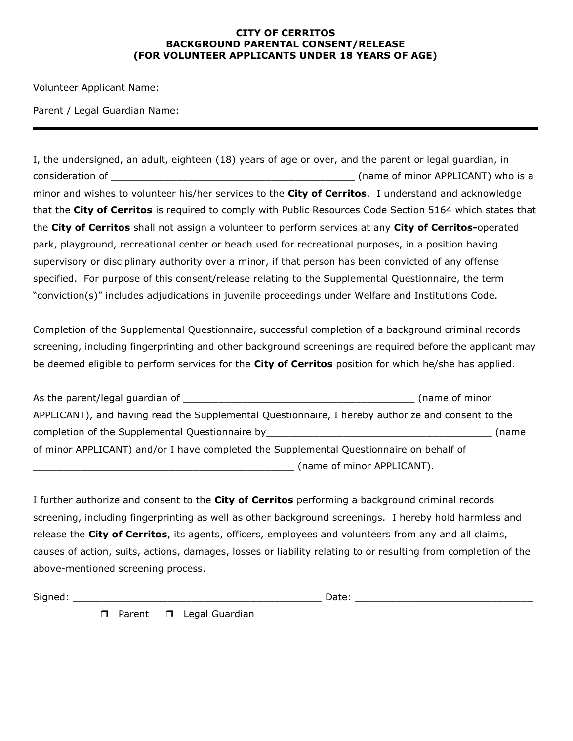**CITY OF CERRITOS**
**BACKGROUND PARENTAL CONSENT/RELEASE**
**(FOR VOLUNTEER APPLICANTS UNDER 18 YEARS OF AGE)**

Volunteer Applicant Name: ____________________________________________

Parent / Legal Guardian Name: ____________________________________________

---

I, the undersigned, an adult, eighteen (18) years of age or over, and the parent or legal guardian, in consideration of __________________________________________ (name of minor APPLICANT) who is a minor and wishes to volunteer his/her services to the **City of Cerritos**. I understand and acknowledge that the **City of Cerritos** is required to comply with Public Resources Code Section 5164 which states that the **City of Cerritos** shall not assign a volunteer to perform services at any **City of Cerritos-**operated park, playground, recreational center or beach used for recreational purposes, in a position having supervisory or disciplinary authority over a minor, if that person has been convicted of any offense specified. For purpose of this consent/release relating to the Supplemental Questionnaire, the term "conviction(s)" includes adjudications in juvenile proceedings under Welfare and Institutions Code.

Completion of the Supplemental Questionnaire, successful completion of a background criminal records screening, including fingerprinting and other background screenings are required before the applicant may be deemed eligible to perform services for the **City of Cerritos** position for which he/she has applied.

As the parent/legal guardian of ________________________________________ (name of minor APPLICANT), and having read the Supplemental Questionnaire, I hereby authorize and consent to the completion of the Supplemental Questionnaire by________________________________________ (name of minor APPLICANT) and/or I have completed the Supplemental Questionnaire on behalf of ______________________________________________ (name of minor APPLICANT).

I further authorize and consent to the **City of Cerritos** performing a background criminal records screening, including fingerprinting as well as other background screenings. I hereby hold harmless and release the **City of Cerritos**, its agents, officers, employees and volunteers from any and all claims, causes of action, suits, actions, damages, losses or liability relating to or resulting from completion of the above-mentioned screening process.

Signed: ___________________________________________ Date: ______________________________

☐ Parent ☐ Legal Guardian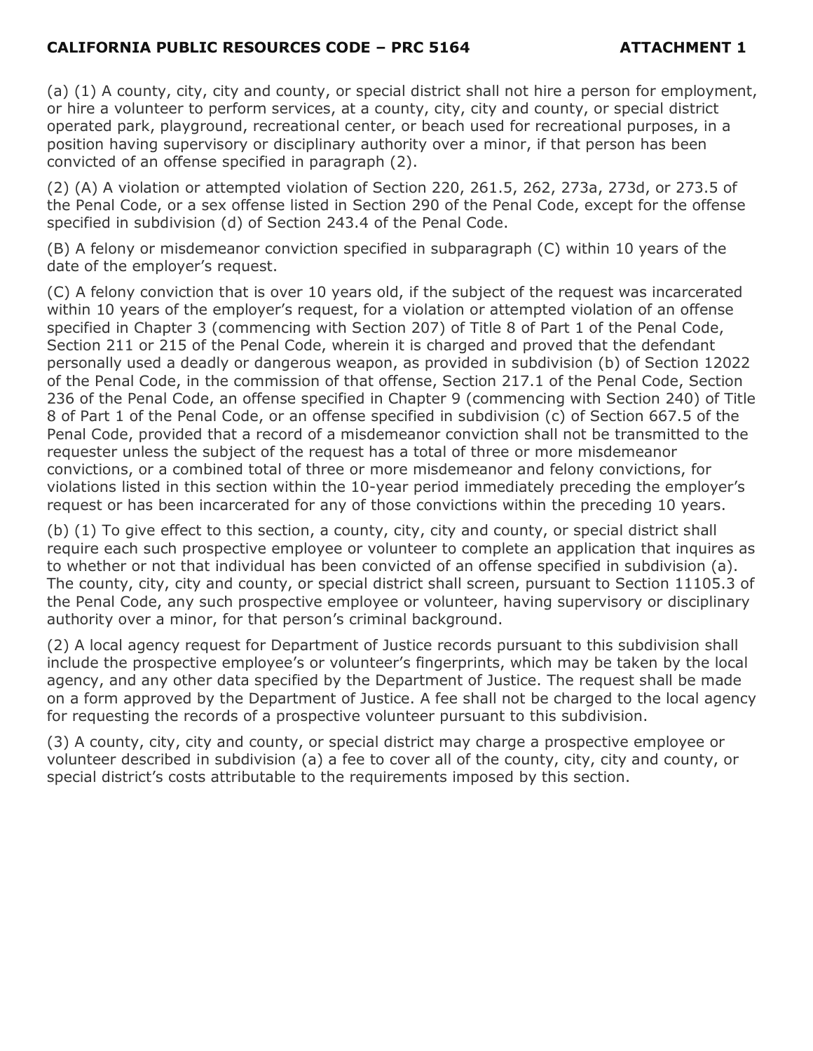## CALIFORNIA PUBLIC RESOURCES CODE – PRC 5164 ATTACHMENT 1

(a) (1) A county, city, city and county, or special district shall not hire a person for employment, or hire a volunteer to perform services, at a county, city, city and county, or special district operated park, playground, recreational center, or beach used for recreational purposes, in a position having supervisory or disciplinary authority over a minor, if that person has been convicted of an offense specified in paragraph (2).

(2) (A) A violation or attempted violation of Section 220, 261.5, 262, 273a, 273d, or 273.5 of the Penal Code, or a sex offense listed in Section 290 of the Penal Code, except for the offense specified in subdivision (d) of Section 243.4 of the Penal Code.

(B) A felony or misdemeanor conviction specified in subparagraph (C) within 10 years of the date of the employer's request.

(C) A felony conviction that is over 10 years old, if the subject of the request was incarcerated within 10 years of the employer's request, for a violation or attempted violation of an offense specified in Chapter 3 (commencing with Section 207) of Title 8 of Part 1 of the Penal Code, Section 211 or 215 of the Penal Code, wherein it is charged and proved that the defendant personally used a deadly or dangerous weapon, as provided in subdivision (b) of Section 12022 of the Penal Code, in the commission of that offense, Section 217.1 of the Penal Code, Section 236 of the Penal Code, an offense specified in Chapter 9 (commencing with Section 240) of Title 8 of Part 1 of the Penal Code, or an offense specified in subdivision (c) of Section 667.5 of the Penal Code, provided that a record of a misdemeanor conviction shall not be transmitted to the requester unless the subject of the request has a total of three or more misdemeanor convictions, or a combined total of three or more misdemeanor and felony convictions, for violations listed in this section within the 10-year period immediately preceding the employer's request or has been incarcerated for any of those convictions within the preceding 10 years.

(b) (1) To give effect to this section, a county, city, city and county, or special district shall require each such prospective employee or volunteer to complete an application that inquires as to whether or not that individual has been convicted of an offense specified in subdivision (a). The county, city, city and county, or special district shall screen, pursuant to Section 11105.3 of the Penal Code, any such prospective employee or volunteer, having supervisory or disciplinary authority over a minor, for that person's criminal background.

(2) A local agency request for Department of Justice records pursuant to this subdivision shall include the prospective employee's or volunteer's fingerprints, which may be taken by the local agency, and any other data specified by the Department of Justice. The request shall be made on a form approved by the Department of Justice. A fee shall not be charged to the local agency for requesting the records of a prospective volunteer pursuant to this subdivision.

(3) A county, city, city and county, or special district may charge a prospective employee or volunteer described in subdivision (a) a fee to cover all of the county, city, city and county, or special district's costs attributable to the requirements imposed by this section.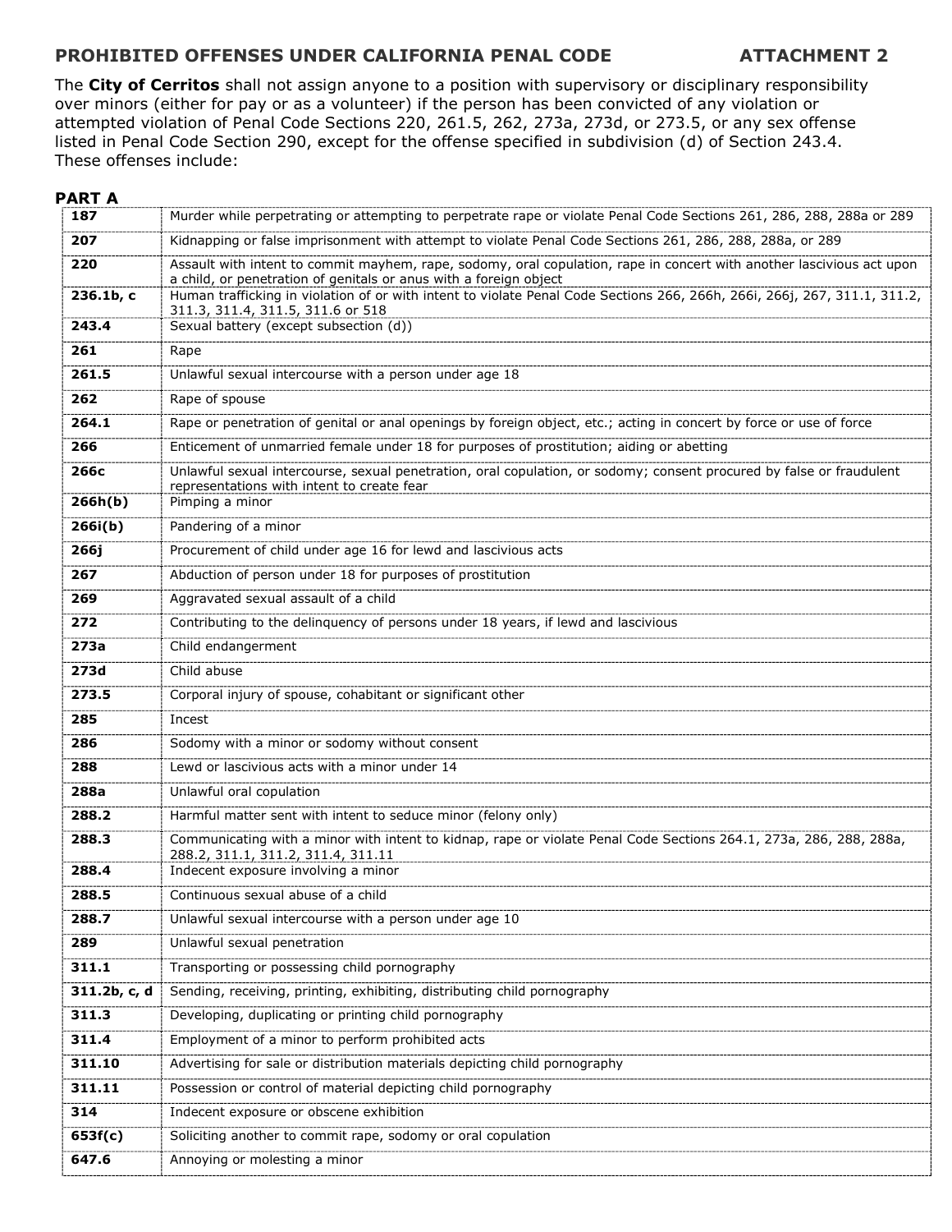## PROHIBITED OFFENSES UNDER CALIFORNIA PENAL CODE ATTACHMENT 2

The **City of Cerritos** shall not assign anyone to a position with supervisory or disciplinary responsibility over minors (either for pay or as a volunteer) if the person has been convicted of any violation or attempted violation of Penal Code Sections 220, 261.5, 262, 273a, 273d, or 273.5, or any sex offense listed in Penal Code Section 290, except for the offense specified in subdivision (d) of Section 243.4. These offenses include:

### PART A

| Section | Offense |
|---|---|
| **187** | Murder while perpetrating or attempting to perpetrate rape or violate Penal Code Sections 261, 286, 288, 288a or 289 |
| **207** | Kidnapping or false imprisonment with attempt to violate Penal Code Sections 261, 286, 288, 288a, or 289 |
| **220** | Assault with intent to commit mayhem, rape, sodomy, oral copulation, rape in concert with another lascivious act upon a child, or penetration of genitals or anus with a foreign object |
| **236.1b, c** | Human trafficking in violation of or with intent to violate Penal Code Sections 266, 266h, 266i, 266j, 267, 311.1, 311.2, 311.3, 311.4, 311.5, 311.6 or 518 |
| **243.4** | Sexual battery (except subsection (d)) |
| **261** | Rape |
| **261.5** | Unlawful sexual intercourse with a person under age 18 |
| **262** | Rape of spouse |
| **264.1** | Rape or penetration of genital or anal openings by foreign object, etc.; acting in concert by force or use of force |
| **266** | Enticement of unmarried female under 18 for purposes of prostitution; aiding or abetting |
| **266c** | Unlawful sexual intercourse, sexual penetration, oral copulation, or sodomy; consent procured by false or fraudulent representations with intent to create fear |
| **266h(b)** | Pimping a minor |
| **266i(b)** | Pandering of a minor |
| **266j** | Procurement of child under age 16 for lewd and lascivious acts |
| **267** | Abduction of person under 18 for purposes of prostitution |
| **269** | Aggravated sexual assault of a child |
| **272** | Contributing to the delinquency of persons under 18 years, if lewd and lascivious |
| **273a** | Child endangerment |
| **273d** | Child abuse |
| **273.5** | Corporal injury of spouse, cohabitant or significant other |
| **285** | Incest |
| **286** | Sodomy with a minor or sodomy without consent |
| **288** | Lewd or lascivious acts with a minor under 14 |
| **288a** | Unlawful oral copulation |
| **288.2** | Harmful matter sent with intent to seduce minor (felony only) |
| **288.3** | Communicating with a minor with intent to kidnap, rape or violate Penal Code Sections 264.1, 273a, 286, 288, 288a, 288.2, 311.1, 311.2, 311.4, 311.11 |
| **288.4** | Indecent exposure involving a minor |
| **288.5** | Continuous sexual abuse of a child |
| **288.7** | Unlawful sexual intercourse with a person under age 10 |
| **289** | Unlawful sexual penetration |
| **311.1** | Transporting or possessing child pornography |
| **311.2b, c, d** | Sending, receiving, printing, exhibiting, distributing child pornography |
| **311.3** | Developing, duplicating or printing child pornography |
| **311.4** | Employment of a minor to perform prohibited acts |
| **311.10** | Advertising for sale or distribution materials depicting child pornography |
| **311.11** | Possession or control of material depicting child pornography |
| **314** | Indecent exposure or obscene exhibition |
| **653f(c)** | Soliciting another to commit rape, sodomy or oral copulation |
| **647.6** | Annoying or molesting a minor |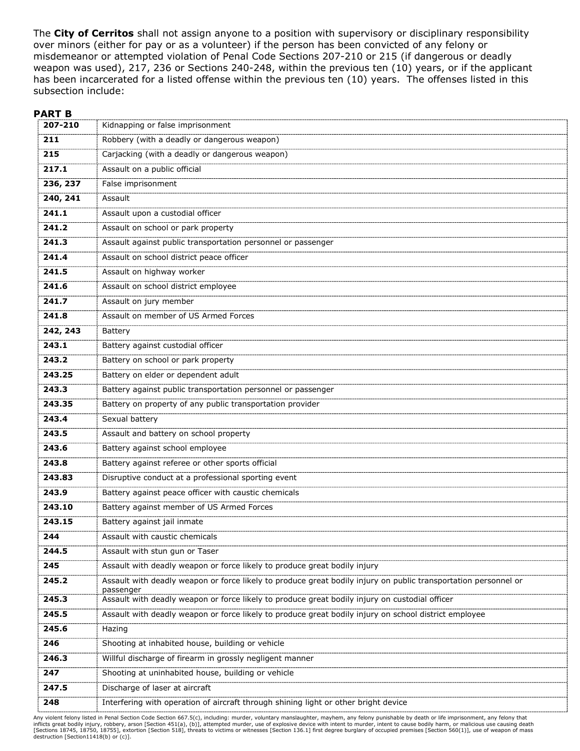The **City of Cerritos** shall not assign anyone to a position with supervisory or disciplinary responsibility over minors (either for pay or as a volunteer) if the person has been convicted of any felony or misdemeanor or attempted violation of Penal Code Sections 207-210 or 215 (if dangerous or deadly weapon was used), 217, 236 or Sections 240-248, within the previous ten (10) years, or if the applicant has been incarcerated for a listed offense within the previous ten (10) years. The offenses listed in this subsection include:

**PART B**

| | |
|---|---|
| **207-210** | Kidnapping or false imprisonment |
| **211** | Robbery (with a deadly or dangerous weapon) |
| **215** | Carjacking (with a deadly or dangerous weapon) |
| **217.1** | Assault on a public official |
| **236, 237** | False imprisonment |
| **240, 241** | Assault |
| **241.1** | Assault upon a custodial officer |
| **241.2** | Assault on school or park property |
| **241.3** | Assault against public transportation personnel or passenger |
| **241.4** | Assault on school district peace officer |
| **241.5** | Assault on highway worker |
| **241.6** | Assault on school district employee |
| **241.7** | Assault on jury member |
| **241.8** | Assault on member of US Armed Forces |
| **242, 243** | Battery |
| **243.1** | Battery against custodial officer |
| **243.2** | Battery on school or park property |
| **243.25** | Battery on elder or dependent adult |
| **243.3** | Battery against public transportation personnel or passenger |
| **243.35** | Battery on property of any public transportation provider |
| **243.4** | Sexual battery |
| **243.5** | Assault and battery on school property |
| **243.6** | Battery against school employee |
| **243.8** | Battery against referee or other sports official |
| **243.83** | Disruptive conduct at a professional sporting event |
| **243.9** | Battery against peace officer with caustic chemicals |
| **243.10** | Battery against member of US Armed Forces |
| **243.15** | Battery against jail inmate |
| **244** | Assault with caustic chemicals |
| **244.5** | Assault with stun gun or Taser |
| **245** | Assault with deadly weapon or force likely to produce great bodily injury |
| **245.2** | Assault with deadly weapon or force likely to produce great bodily injury on public transportation personnel or passenger |
| **245.3** | Assault with deadly weapon or force likely to produce great bodily injury on custodial officer |
| **245.5** | Assault with deadly weapon or force likely to produce great bodily injury on school district employee |
| **245.6** | Hazing |
| **246** | Shooting at inhabited house, building or vehicle |
| **246.3** | Willful discharge of firearm in grossly negligent manner |
| **247** | Shooting at uninhabited house, building or vehicle |
| **247.5** | Discharge of laser at aircraft |
| **248** | Interfering with operation of aircraft through shining light or other bright device |

Any violent felony listed in Penal Section Code Section 667.5(c), including: murder, voluntary manslaughter, mayhem, any felony punishable by death or life imprisonment, any felony that inflicts great bodily injury, robbery, arson [Section 451(a), (b)], attempted murder, use of explosive device with intent to murder, intent to cause bodily harm, or malicious use causing death [Sections 18745, 18750, 18755], extortion [Section 518], threats to victims or witnesses [Section 136.1] first degree burglary of occupied premises [Section 560(1)], use of weapon of mass destruction [Section11418(b) or (c)].